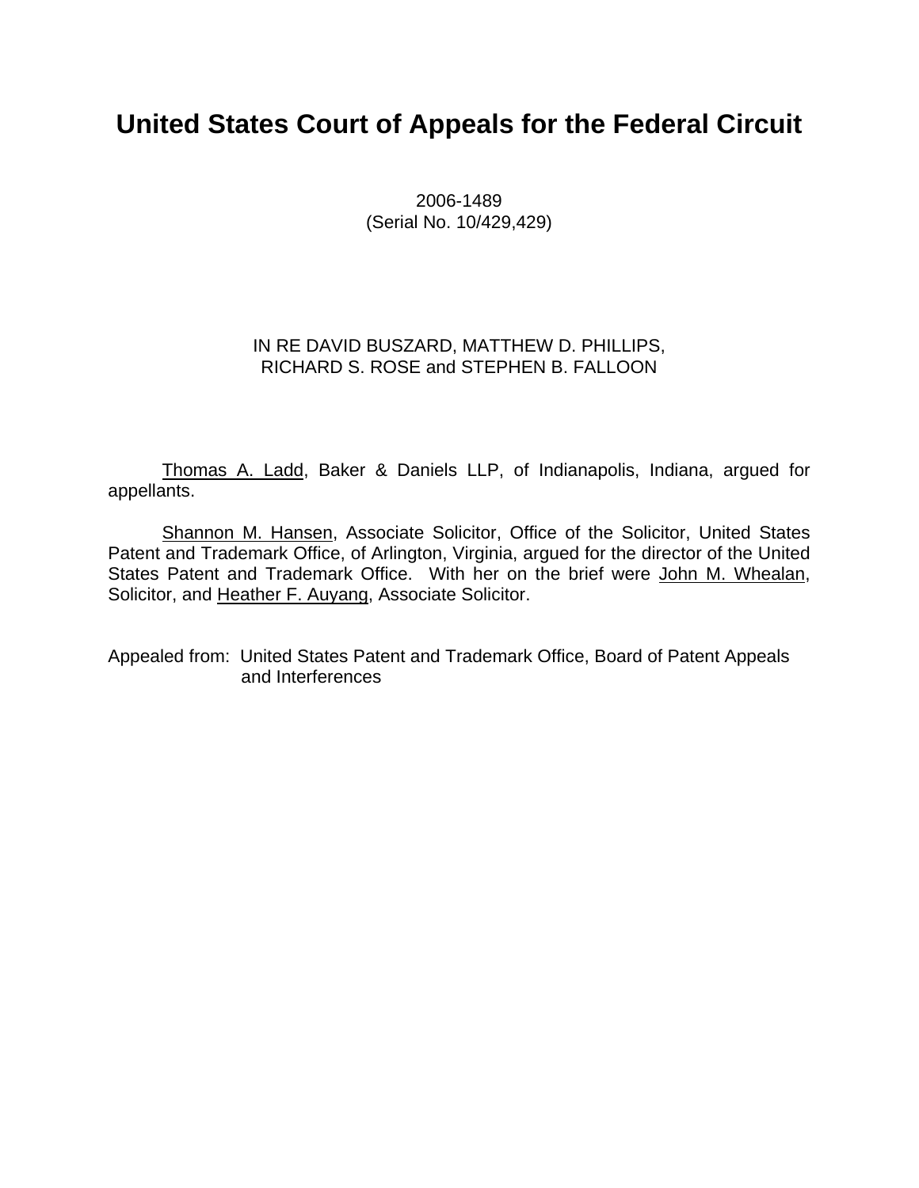# United States Court of Appeals for the Federal Circuit

2006-1489
(Serial No. 10/429,429)

IN RE DAVID BUSZARD, MATTHEW D. PHILLIPS,
RICHARD S. ROSE and STEPHEN B. FALLOON

Thomas A. Ladd, Baker & Daniels LLP, of Indianapolis, Indiana, argued for appellants.

Shannon M. Hansen, Associate Solicitor, Office of the Solicitor, United States Patent and Trademark Office, of Arlington, Virginia, argued for the director of the United States Patent and Trademark Office. With her on the brief were John M. Whealan, Solicitor, and Heather F. Auyang, Associate Solicitor.

Appealed from: United States Patent and Trademark Office, Board of Patent Appeals and Interferences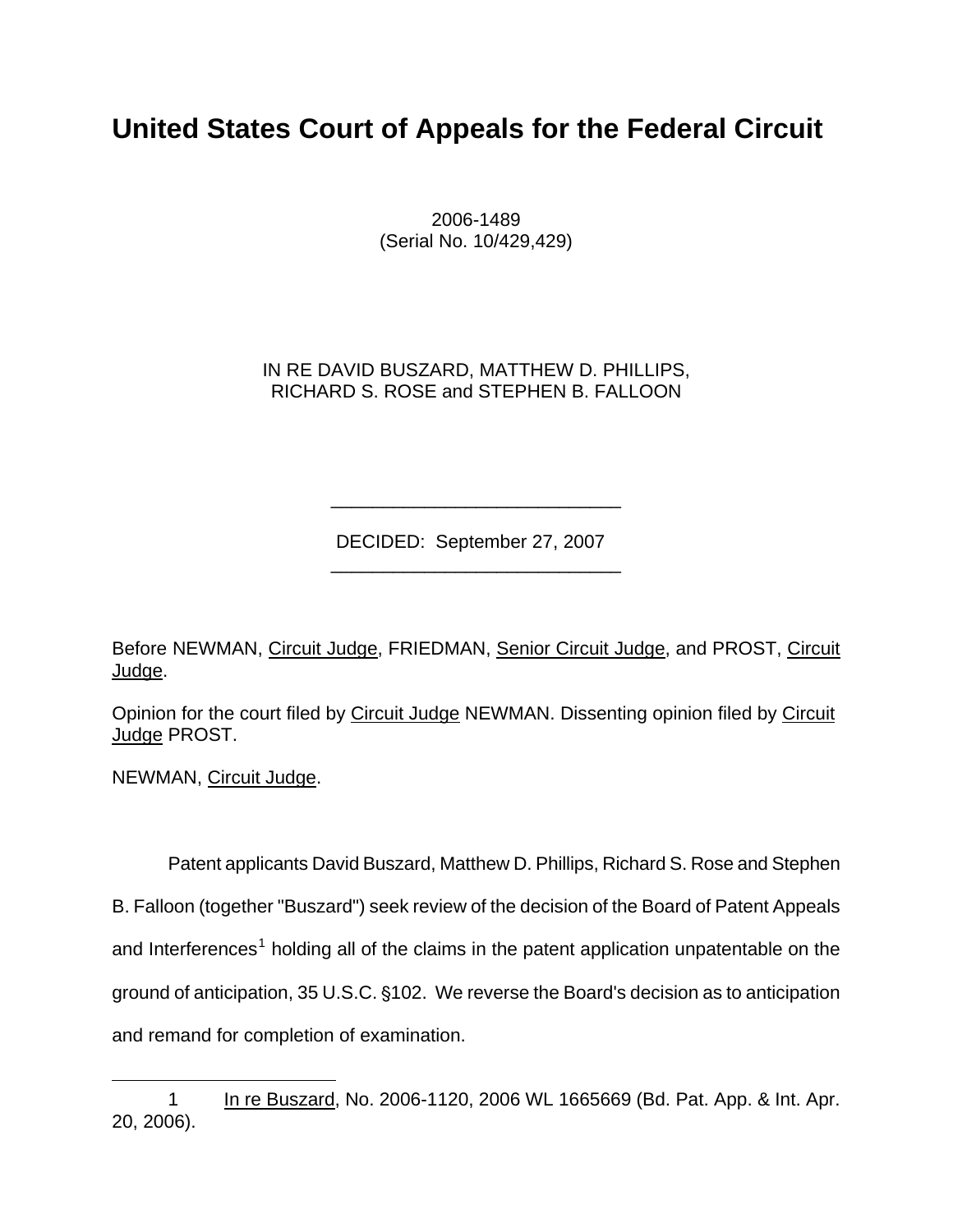# United States Court of Appeals for the Federal Circuit

2006-1489
(Serial No. 10/429,429)

IN RE DAVID BUSZARD, MATTHEW D. PHILLIPS,
RICHARD S. ROSE and STEPHEN B. FALLOON

---

DECIDED: September 27, 2007

---

Before NEWMAN, Circuit Judge, FRIEDMAN, Senior Circuit Judge, and PROST, Circuit Judge.

Opinion for the court filed by Circuit Judge NEWMAN. Dissenting opinion filed by Circuit Judge PROST.

NEWMAN, Circuit Judge.

Patent applicants David Buszard, Matthew D. Phillips, Richard S. Rose and Stephen B. Falloon (together "Buszard") seek review of the decision of the Board of Patent Appeals and Interferences[1] holding all of the claims in the patent application unpatentable on the ground of anticipation, 35 U.S.C. §102. We reverse the Board's decision as to anticipation and remand for completion of examination.

---

1 In re Buszard, No. 2006-1120, 2006 WL 1665669 (Bd. Pat. App. & Int. Apr. 20, 2006).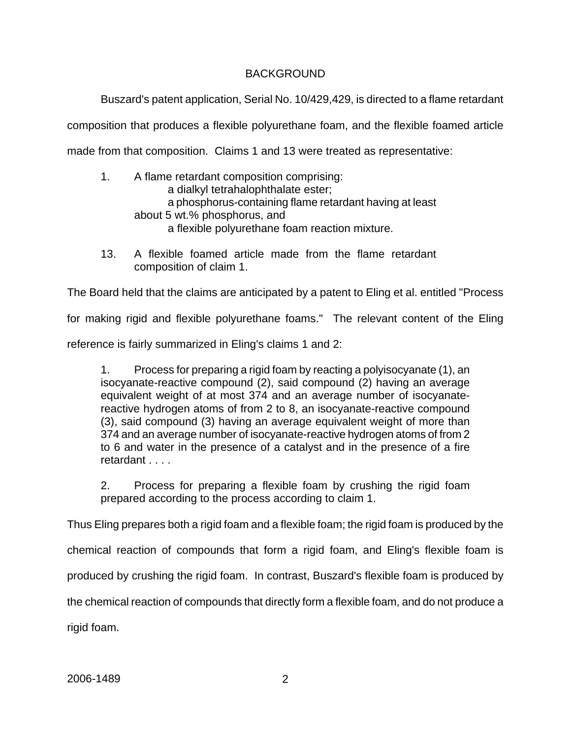## BACKGROUND

Buszard's patent application, Serial No. 10/429,429, is directed to a flame retardant composition that produces a flexible polyurethane foam, and the flexible foamed article made from that composition. Claims 1 and 13 were treated as representative:

> 1. A flame retardant composition comprising:
>    a dialkyl tetrahalophthalate ester;
>    a phosphorus-containing flame retardant having at least about 5 wt.% phosphorus, and
>    a flexible polyurethane foam reaction mixture.
>
> 13. A flexible foamed article made from the flame retardant composition of claim 1.

The Board held that the claims are anticipated by a patent to Eling et al. entitled "Process for making rigid and flexible polyurethane foams." The relevant content of the Eling reference is fairly summarized in Eling's claims 1 and 2:

> 1. Process for preparing a rigid foam by reacting a polyisocyanate (1), an isocyanate-reactive compound (2), said compound (2) having an average equivalent weight of at most 374 and an average number of isocyanate-reactive hydrogen atoms of from 2 to 8, an isocyanate-reactive compound (3), said compound (3) having an average equivalent weight of more than 374 and an average number of isocyanate-reactive hydrogen atoms of from 2 to 6 and water in the presence of a catalyst and in the presence of a fire retardant . . . .
>
> 2. Process for preparing a flexible foam by crushing the rigid foam prepared according to the process according to claim 1.

Thus Eling prepares both a rigid foam and a flexible foam; the rigid foam is produced by the chemical reaction of compounds that form a rigid foam, and Eling's flexible foam is produced by crushing the rigid foam. In contrast, Buszard's flexible foam is produced by the chemical reaction of compounds that directly form a flexible foam, and do not produce a rigid foam.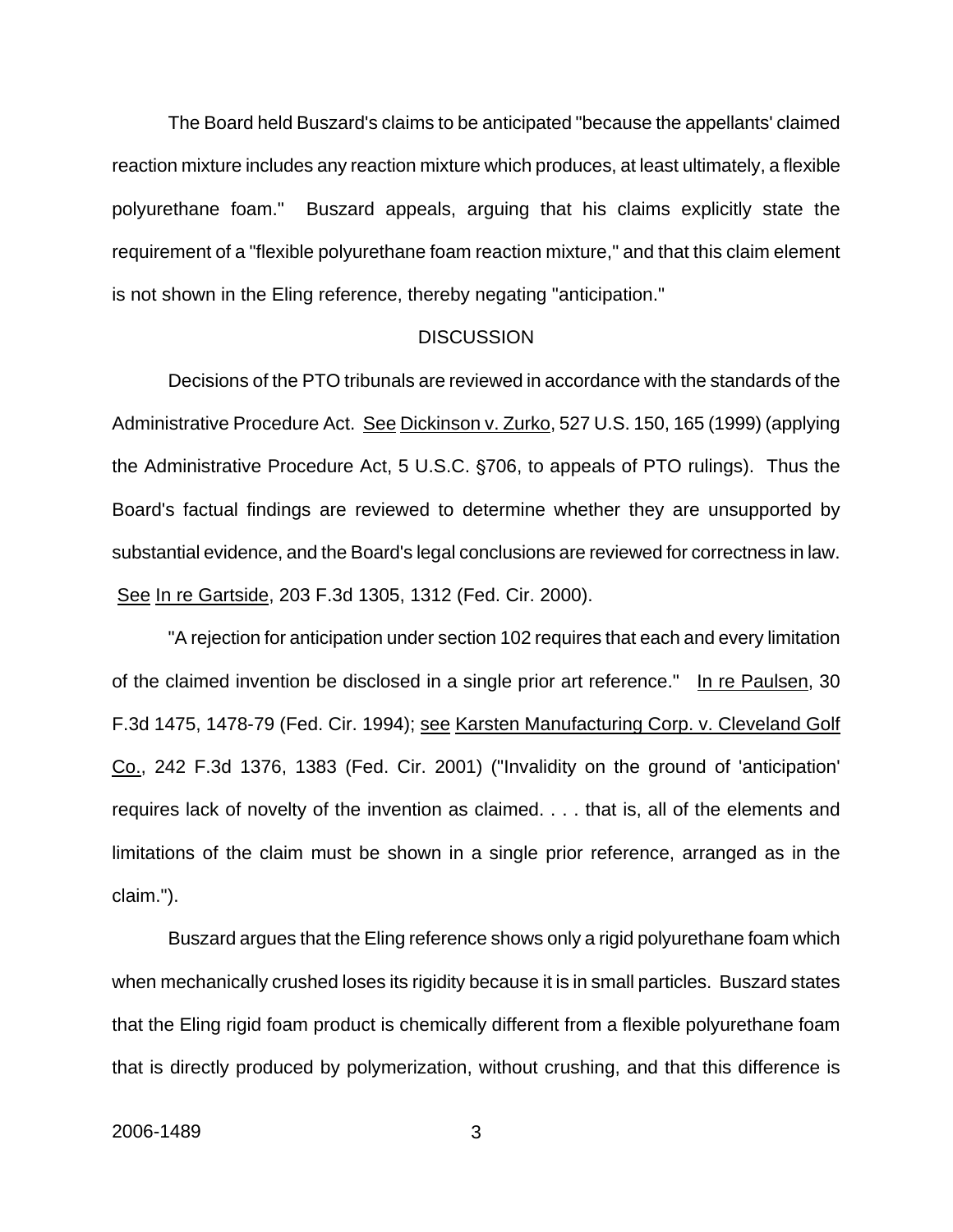The Board held Buszard's claims to be anticipated "because the appellants' claimed reaction mixture includes any reaction mixture which produces, at least ultimately, a flexible polyurethane foam." Buszard appeals, arguing that his claims explicitly state the requirement of a "flexible polyurethane foam reaction mixture," and that this claim element is not shown in the Eling reference, thereby negating "anticipation."

## DISCUSSION

Decisions of the PTO tribunals are reviewed in accordance with the standards of the Administrative Procedure Act. See Dickinson v. Zurko, 527 U.S. 150, 165 (1999) (applying the Administrative Procedure Act, 5 U.S.C. §706, to appeals of PTO rulings). Thus the Board's factual findings are reviewed to determine whether they are unsupported by substantial evidence, and the Board's legal conclusions are reviewed for correctness in law. See In re Gartside, 203 F.3d 1305, 1312 (Fed. Cir. 2000).

"A rejection for anticipation under section 102 requires that each and every limitation of the claimed invention be disclosed in a single prior art reference." In re Paulsen, 30 F.3d 1475, 1478-79 (Fed. Cir. 1994); see Karsten Manufacturing Corp. v. Cleveland Golf Co., 242 F.3d 1376, 1383 (Fed. Cir. 2001) ("Invalidity on the ground of 'anticipation' requires lack of novelty of the invention as claimed. . . . that is, all of the elements and limitations of the claim must be shown in a single prior reference, arranged as in the claim.").

Buszard argues that the Eling reference shows only a rigid polyurethane foam which when mechanically crushed loses its rigidity because it is in small particles. Buszard states that the Eling rigid foam product is chemically different from a flexible polyurethane foam that is directly produced by polymerization, without crushing, and that this difference is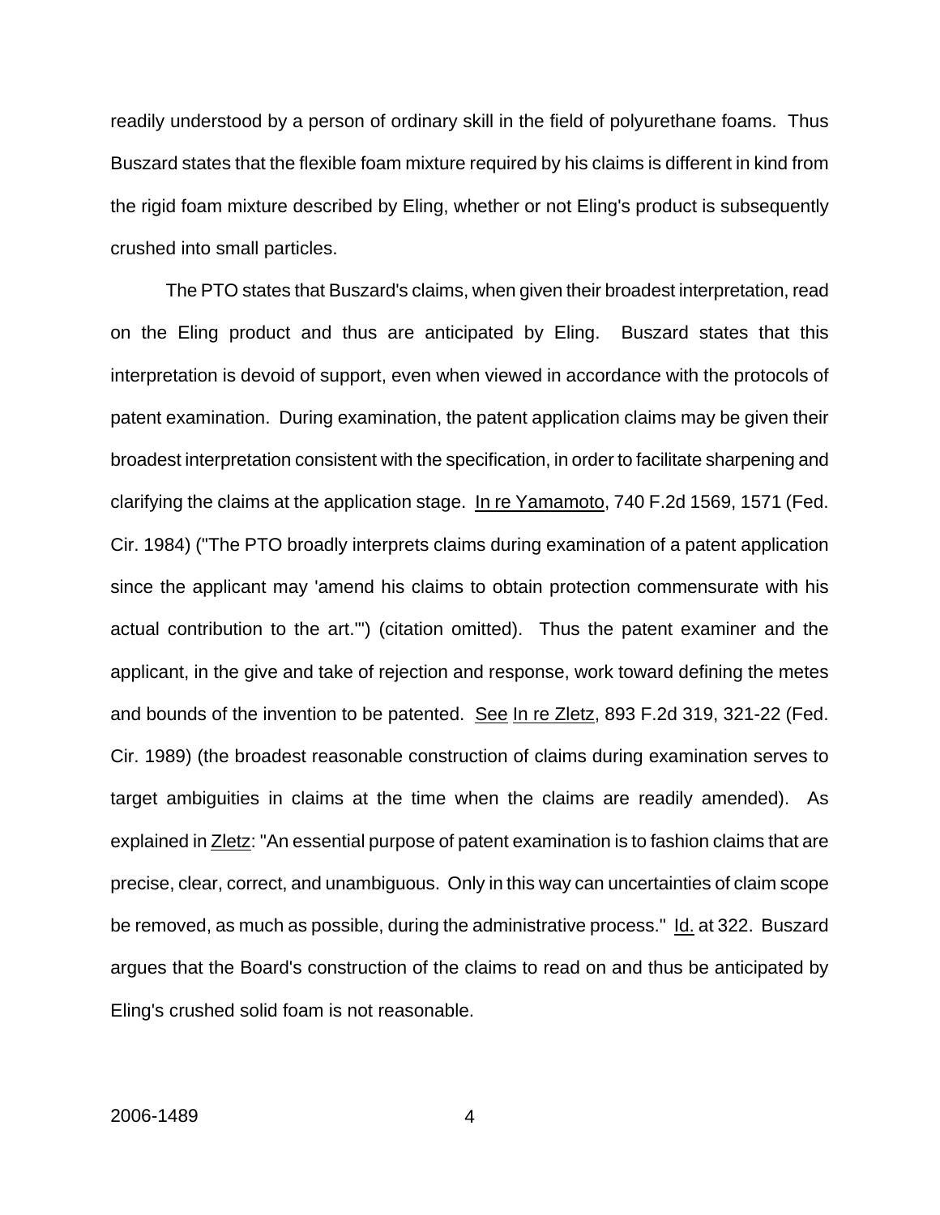readily understood by a person of ordinary skill in the field of polyurethane foams. Thus Buszard states that the flexible foam mixture required by his claims is different in kind from the rigid foam mixture described by Eling, whether or not Eling's product is subsequently crushed into small particles.

The PTO states that Buszard's claims, when given their broadest interpretation, read on the Eling product and thus are anticipated by Eling. Buszard states that this interpretation is devoid of support, even when viewed in accordance with the protocols of patent examination. During examination, the patent application claims may be given their broadest interpretation consistent with the specification, in order to facilitate sharpening and clarifying the claims at the application stage. In re Yamamoto, 740 F.2d 1569, 1571 (Fed. Cir. 1984) ("The PTO broadly interprets claims during examination of a patent application since the applicant may 'amend his claims to obtain protection commensurate with his actual contribution to the art.'") (citation omitted). Thus the patent examiner and the applicant, in the give and take of rejection and response, work toward defining the metes and bounds of the invention to be patented. See In re Zletz, 893 F.2d 319, 321-22 (Fed. Cir. 1989) (the broadest reasonable construction of claims during examination serves to target ambiguities in claims at the time when the claims are readily amended). As explained in Zletz: "An essential purpose of patent examination is to fashion claims that are precise, clear, correct, and unambiguous. Only in this way can uncertainties of claim scope be removed, as much as possible, during the administrative process." Id. at 322. Buszard argues that the Board's construction of the claims to read on and thus be anticipated by Eling's crushed solid foam is not reasonable.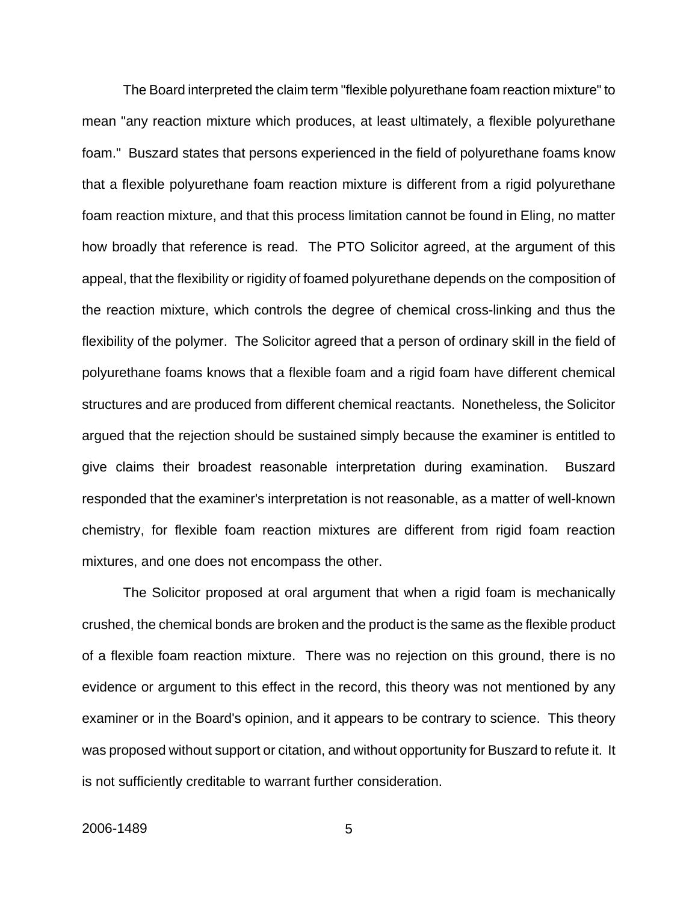The Board interpreted the claim term "flexible polyurethane foam reaction mixture" to mean "any reaction mixture which produces, at least ultimately, a flexible polyurethane foam." Buszard states that persons experienced in the field of polyurethane foams know that a flexible polyurethane foam reaction mixture is different from a rigid polyurethane foam reaction mixture, and that this process limitation cannot be found in Eling, no matter how broadly that reference is read. The PTO Solicitor agreed, at the argument of this appeal, that the flexibility or rigidity of foamed polyurethane depends on the composition of the reaction mixture, which controls the degree of chemical cross-linking and thus the flexibility of the polymer. The Solicitor agreed that a person of ordinary skill in the field of polyurethane foams knows that a flexible foam and a rigid foam have different chemical structures and are produced from different chemical reactants. Nonetheless, the Solicitor argued that the rejection should be sustained simply because the examiner is entitled to give claims their broadest reasonable interpretation during examination. Buszard responded that the examiner's interpretation is not reasonable, as a matter of well-known chemistry, for flexible foam reaction mixtures are different from rigid foam reaction mixtures, and one does not encompass the other.

The Solicitor proposed at oral argument that when a rigid foam is mechanically crushed, the chemical bonds are broken and the product is the same as the flexible product of a flexible foam reaction mixture. There was no rejection on this ground, there is no evidence or argument to this effect in the record, this theory was not mentioned by any examiner or in the Board's opinion, and it appears to be contrary to science. This theory was proposed without support or citation, and without opportunity for Buszard to refute it. It is not sufficiently creditable to warrant further consideration.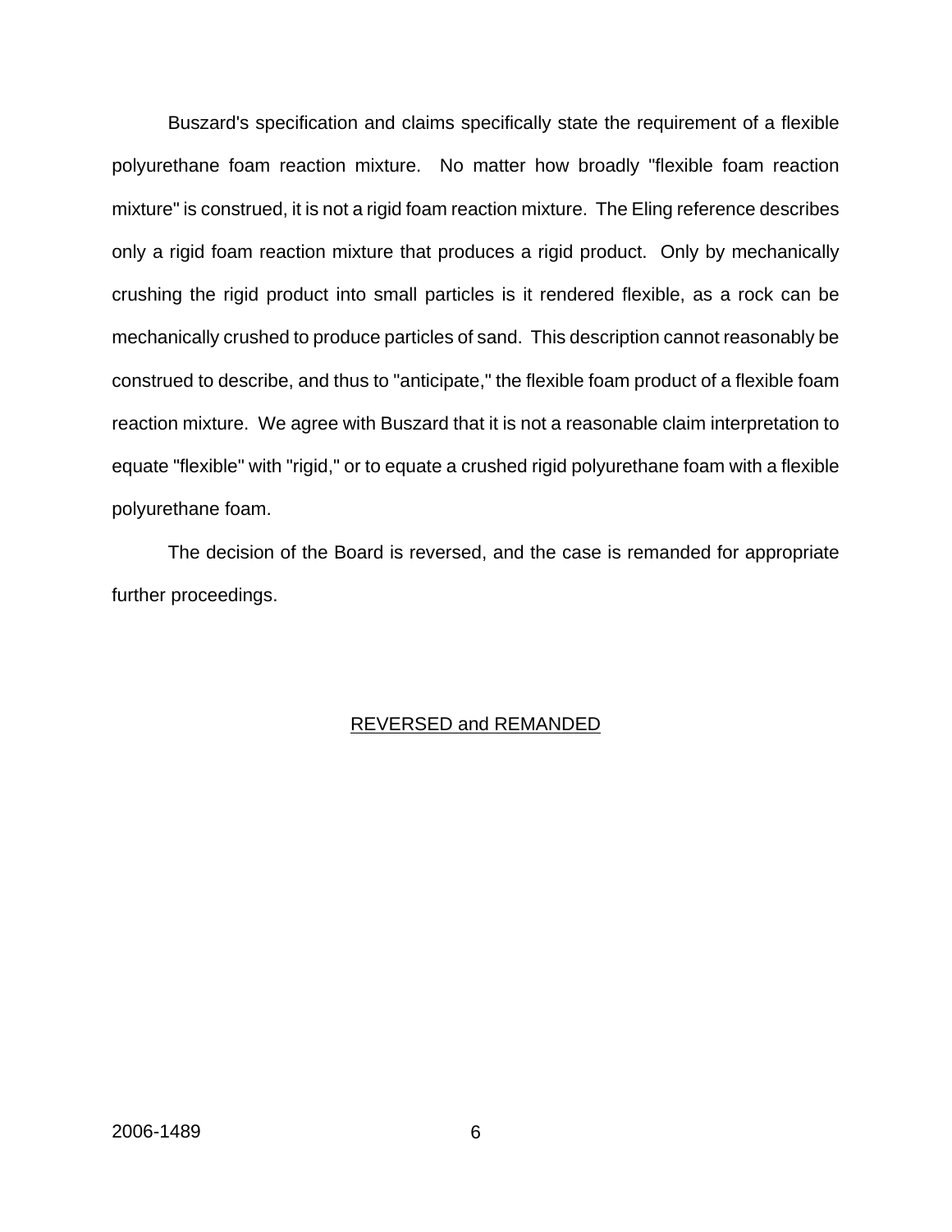Buszard's specification and claims specifically state the requirement of a flexible polyurethane foam reaction mixture. No matter how broadly "flexible foam reaction mixture" is construed, it is not a rigid foam reaction mixture. The Eling reference describes only a rigid foam reaction mixture that produces a rigid product. Only by mechanically crushing the rigid product into small particles is it rendered flexible, as a rock can be mechanically crushed to produce particles of sand. This description cannot reasonably be construed to describe, and thus to "anticipate," the flexible foam product of a flexible foam reaction mixture. We agree with Buszard that it is not a reasonable claim interpretation to equate "flexible" with "rigid," or to equate a crushed rigid polyurethane foam with a flexible polyurethane foam.

The decision of the Board is reversed, and the case is remanded for appropriate further proceedings.

REVERSED and REMANDED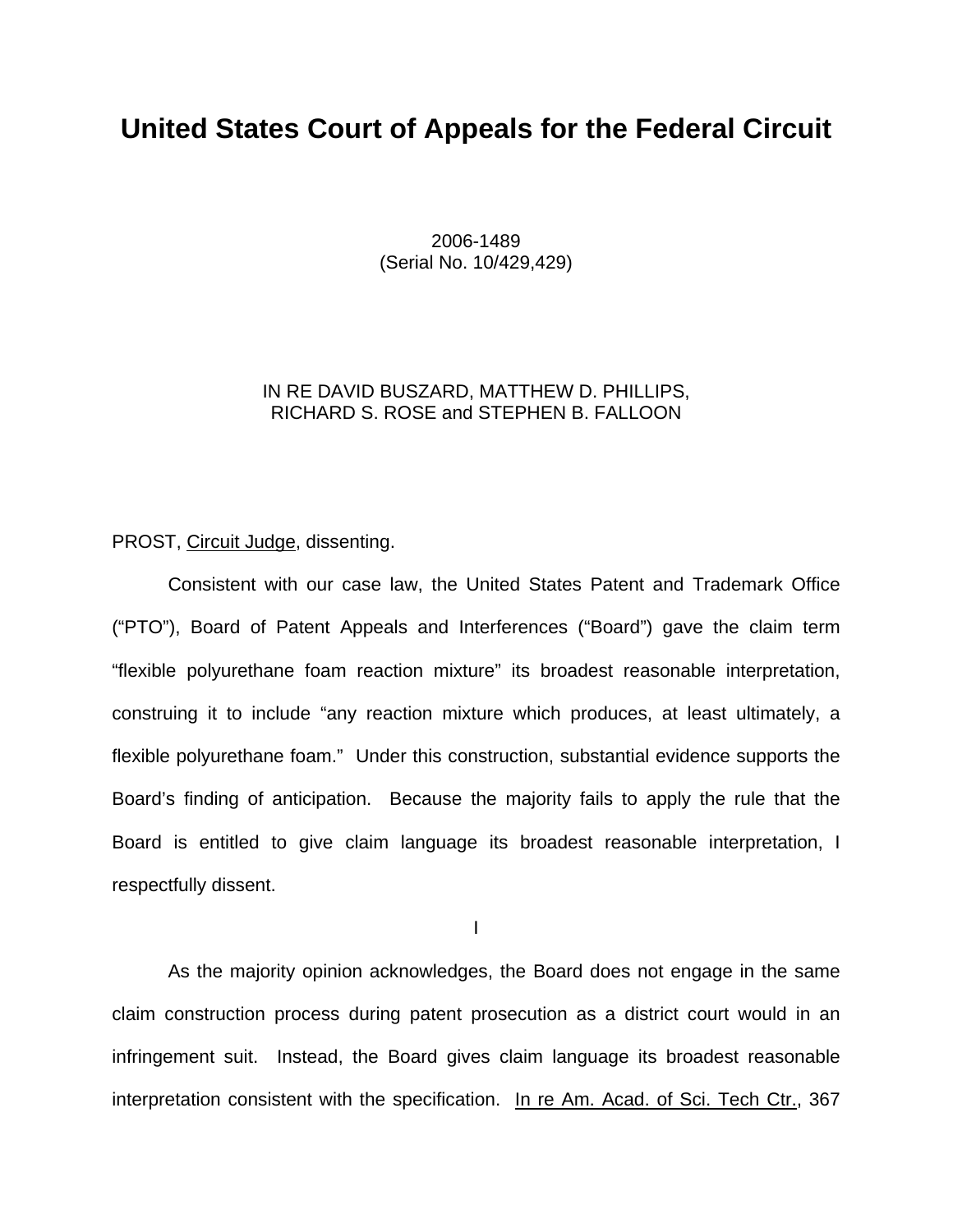# United States Court of Appeals for the Federal Circuit

2006-1489
(Serial No. 10/429,429)

IN RE DAVID BUSZARD, MATTHEW D. PHILLIPS,
RICHARD S. ROSE and STEPHEN B. FALLOON

PROST, Circuit Judge, dissenting.

Consistent with our case law, the United States Patent and Trademark Office ("PTO"), Board of Patent Appeals and Interferences ("Board") gave the claim term "flexible polyurethane foam reaction mixture" its broadest reasonable interpretation, construing it to include "any reaction mixture which produces, at least ultimately, a flexible polyurethane foam." Under this construction, substantial evidence supports the Board's finding of anticipation. Because the majority fails to apply the rule that the Board is entitled to give claim language its broadest reasonable interpretation, I respectfully dissent.

I

As the majority opinion acknowledges, the Board does not engage in the same claim construction process during patent prosecution as a district court would in an infringement suit. Instead, the Board gives claim language its broadest reasonable interpretation consistent with the specification. In re Am. Acad. of Sci. Tech Ctr., 367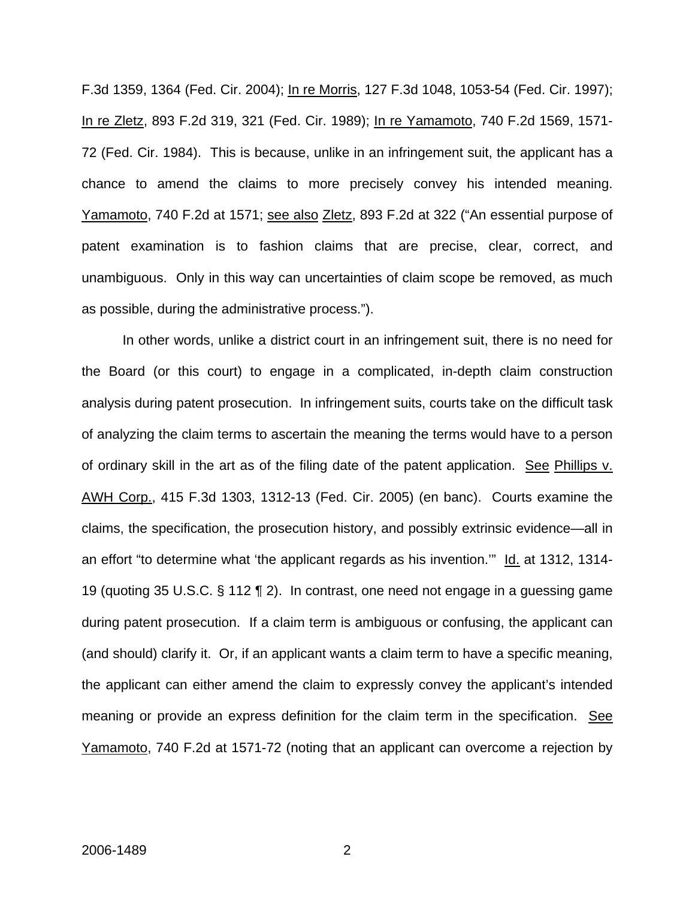F.3d 1359, 1364 (Fed. Cir. 2004); In re Morris, 127 F.3d 1048, 1053-54 (Fed. Cir. 1997); In re Zletz, 893 F.2d 319, 321 (Fed. Cir. 1989); In re Yamamoto, 740 F.2d 1569, 1571-72 (Fed. Cir. 1984). This is because, unlike in an infringement suit, the applicant has a chance to amend the claims to more precisely convey his intended meaning. Yamamoto, 740 F.2d at 1571; see also Zletz, 893 F.2d at 322 ("An essential purpose of patent examination is to fashion claims that are precise, clear, correct, and unambiguous. Only in this way can uncertainties of claim scope be removed, as much as possible, during the administrative process.").

In other words, unlike a district court in an infringement suit, there is no need for the Board (or this court) to engage in a complicated, in-depth claim construction analysis during patent prosecution. In infringement suits, courts take on the difficult task of analyzing the claim terms to ascertain the meaning the terms would have to a person of ordinary skill in the art as of the filing date of the patent application. See Phillips v. AWH Corp., 415 F.3d 1303, 1312-13 (Fed. Cir. 2005) (en banc). Courts examine the claims, the specification, the prosecution history, and possibly extrinsic evidence—all in an effort "to determine what 'the applicant regards as his invention.'" Id. at 1312, 1314-19 (quoting 35 U.S.C. § 112 ¶ 2). In contrast, one need not engage in a guessing game during patent prosecution. If a claim term is ambiguous or confusing, the applicant can (and should) clarify it. Or, if an applicant wants a claim term to have a specific meaning, the applicant can either amend the claim to expressly convey the applicant's intended meaning or provide an express definition for the claim term in the specification. See Yamamoto, 740 F.2d at 1571-72 (noting that an applicant can overcome a rejection by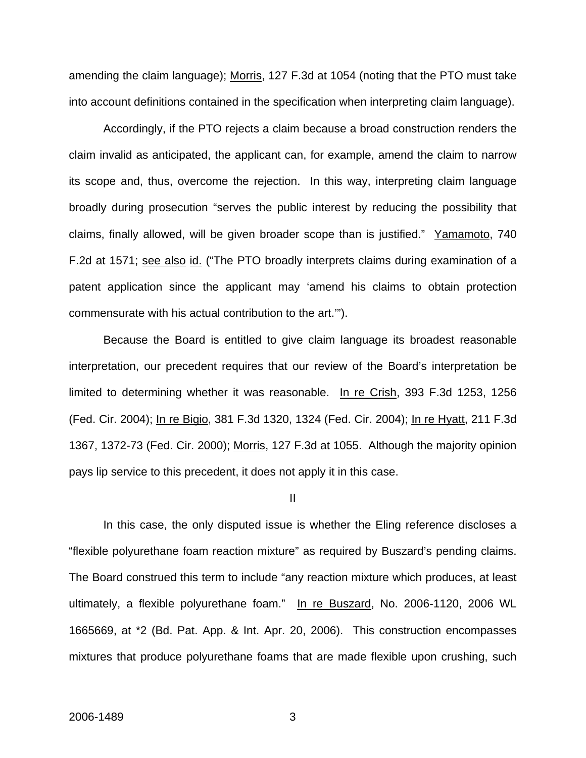amending the claim language); Morris, 127 F.3d at 1054 (noting that the PTO must take into account definitions contained in the specification when interpreting claim language).

Accordingly, if the PTO rejects a claim because a broad construction renders the claim invalid as anticipated, the applicant can, for example, amend the claim to narrow its scope and, thus, overcome the rejection. In this way, interpreting claim language broadly during prosecution "serves the public interest by reducing the possibility that claims, finally allowed, will be given broader scope than is justified." Yamamoto, 740 F.2d at 1571; see also id. ("The PTO broadly interprets claims during examination of a patent application since the applicant may 'amend his claims to obtain protection commensurate with his actual contribution to the art.'").

Because the Board is entitled to give claim language its broadest reasonable interpretation, our precedent requires that our review of the Board's interpretation be limited to determining whether it was reasonable. In re Crish, 393 F.3d 1253, 1256 (Fed. Cir. 2004); In re Bigio, 381 F.3d 1320, 1324 (Fed. Cir. 2004); In re Hyatt, 211 F.3d 1367, 1372-73 (Fed. Cir. 2000); Morris, 127 F.3d at 1055. Although the majority opinion pays lip service to this precedent, it does not apply it in this case.

II

In this case, the only disputed issue is whether the Eling reference discloses a "flexible polyurethane foam reaction mixture" as required by Buszard's pending claims. The Board construed this term to include "any reaction mixture which produces, at least ultimately, a flexible polyurethane foam." In re Buszard, No. 2006-1120, 2006 WL 1665669, at *2 (Bd. Pat. App. & Int. Apr. 20, 2006). This construction encompasses mixtures that produce polyurethane foams that are made flexible upon crushing, such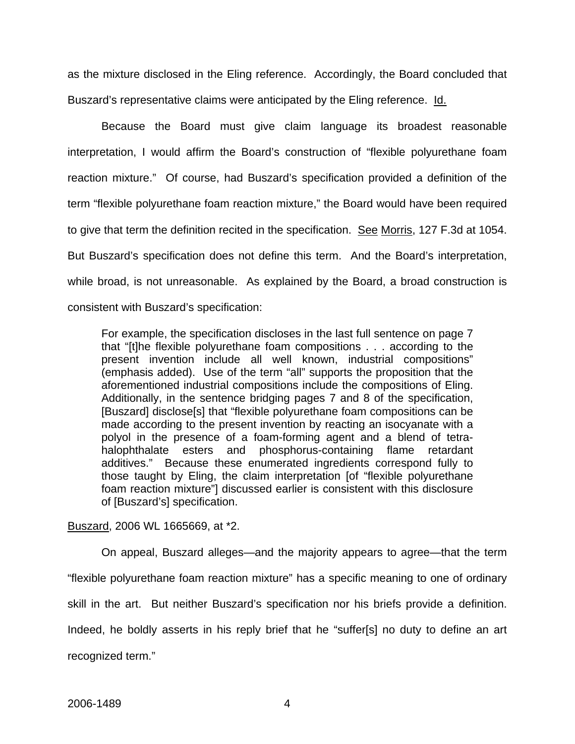as the mixture disclosed in the Eling reference. Accordingly, the Board concluded that Buszard's representative claims were anticipated by the Eling reference. Id.

Because the Board must give claim language its broadest reasonable interpretation, I would affirm the Board's construction of "flexible polyurethane foam reaction mixture." Of course, had Buszard's specification provided a definition of the term "flexible polyurethane foam reaction mixture," the Board would have been required to give that term the definition recited in the specification. See Morris, 127 F.3d at 1054. But Buszard's specification does not define this term. And the Board's interpretation, while broad, is not unreasonable. As explained by the Board, a broad construction is consistent with Buszard's specification:

> For example, the specification discloses in the last full sentence on page 7 that "[t]he flexible polyurethane foam compositions . . . according to the present invention include all well known, industrial compositions" (emphasis added). Use of the term "all" supports the proposition that the aforementioned industrial compositions include the compositions of Eling. Additionally, in the sentence bridging pages 7 and 8 of the specification, [Buszard] disclose[s] that "flexible polyurethane foam compositions can be made according to the present invention by reacting an isocyanate with a polyol in the presence of a foam-forming agent and a blend of tetra-halophthalate esters and phosphorus-containing flame retardant additives." Because these enumerated ingredients correspond fully to those taught by Eling, the claim interpretation [of "flexible polyurethane foam reaction mixture"] discussed earlier is consistent with this disclosure of [Buszard's] specification.

Buszard, 2006 WL 1665669, at *2.

On appeal, Buszard alleges—and the majority appears to agree—that the term "flexible polyurethane foam reaction mixture" has a specific meaning to one of ordinary skill in the art. But neither Buszard's specification nor his briefs provide a definition. Indeed, he boldly asserts in his reply brief that he "suffer[s] no duty to define an art recognized term."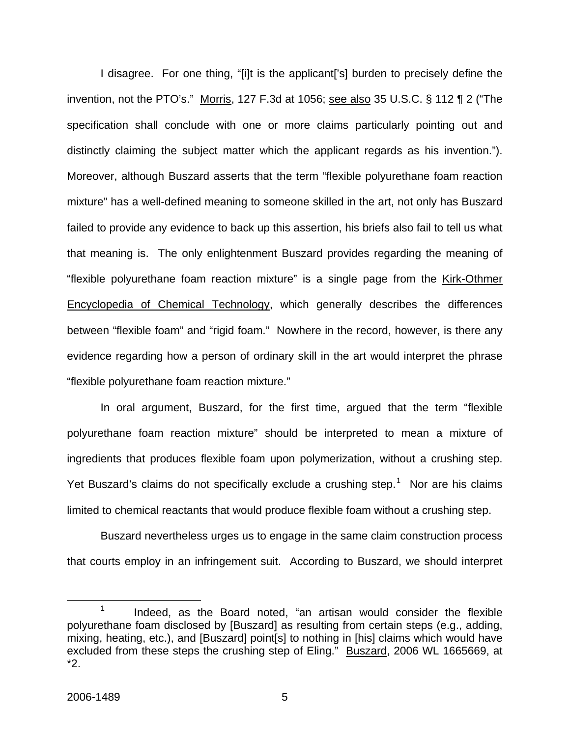I disagree. For one thing, "[i]t is the applicant['s] burden to precisely define the invention, not the PTO's." Morris, 127 F.3d at 1056; see also 35 U.S.C. § 112 ¶ 2 ("The specification shall conclude with one or more claims particularly pointing out and distinctly claiming the subject matter which the applicant regards as his invention."). Moreover, although Buszard asserts that the term "flexible polyurethane foam reaction mixture" has a well-defined meaning to someone skilled in the art, not only has Buszard failed to provide any evidence to back up this assertion, his briefs also fail to tell us what that meaning is. The only enlightenment Buszard provides regarding the meaning of "flexible polyurethane foam reaction mixture" is a single page from the Kirk-Othmer Encyclopedia of Chemical Technology, which generally describes the differences between "flexible foam" and "rigid foam." Nowhere in the record, however, is there any evidence regarding how a person of ordinary skill in the art would interpret the phrase "flexible polyurethane foam reaction mixture."

In oral argument, Buszard, for the first time, argued that the term "flexible polyurethane foam reaction mixture" should be interpreted to mean a mixture of ingredients that produces flexible foam upon polymerization, without a crushing step. Yet Buszard's claims do not specifically exclude a crushing step.[1] Nor are his claims limited to chemical reactants that would produce flexible foam without a crushing step.

Buszard nevertheless urges us to engage in the same claim construction process that courts employ in an infringement suit. According to Buszard, we should interpret

[1] Indeed, as the Board noted, "an artisan would consider the flexible polyurethane foam disclosed by [Buszard] as resulting from certain steps (e.g., adding, mixing, heating, etc.), and [Buszard] point[s] to nothing in [his] claims which would have excluded from these steps the crushing step of Eling." Buszard, 2006 WL 1665669, at *2.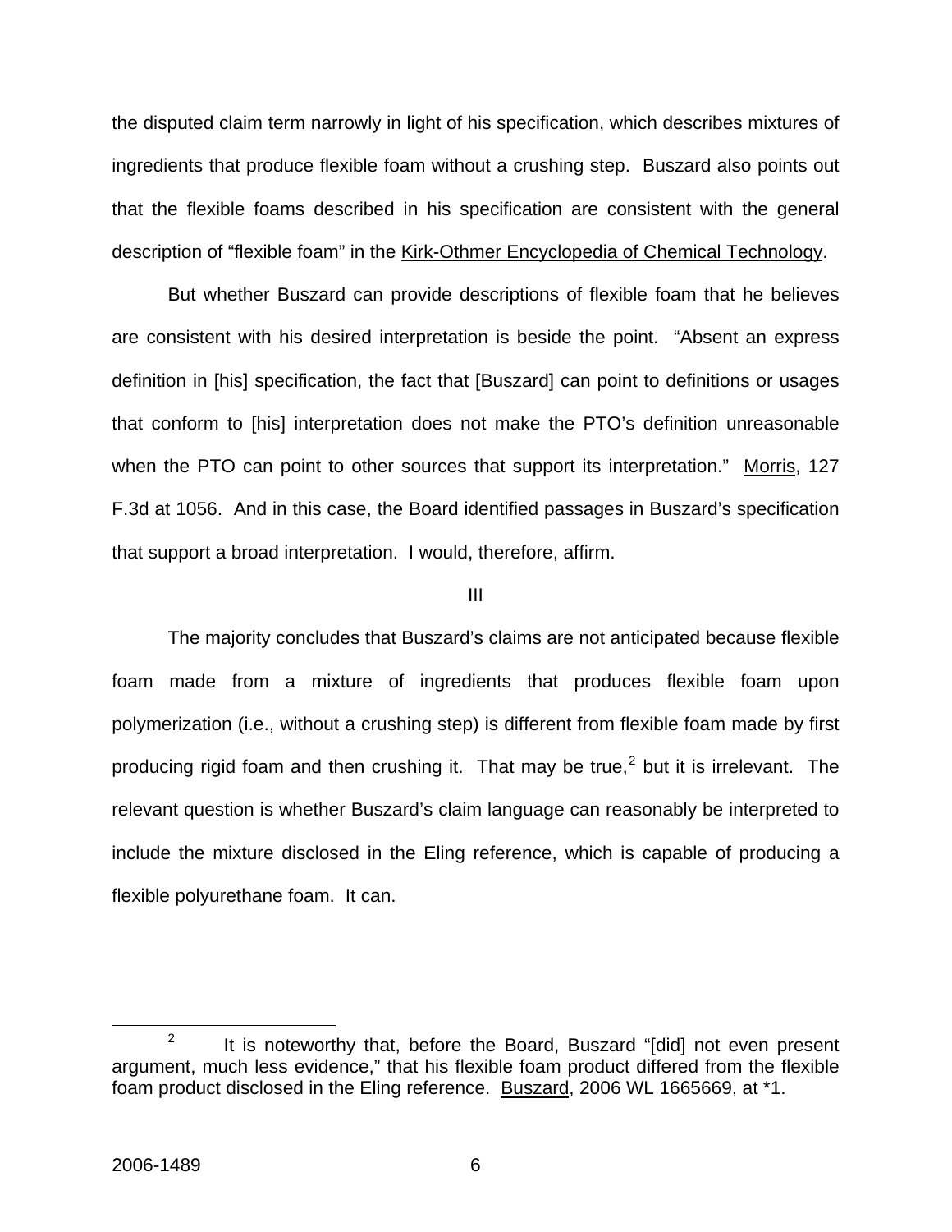the disputed claim term narrowly in light of his specification, which describes mixtures of ingredients that produce flexible foam without a crushing step. Buszard also points out that the flexible foams described in his specification are consistent with the general description of "flexible foam" in the Kirk-Othmer Encyclopedia of Chemical Technology.

But whether Buszard can provide descriptions of flexible foam that he believes are consistent with his desired interpretation is beside the point. "Absent an express definition in [his] specification, the fact that [Buszard] can point to definitions or usages that conform to [his] interpretation does not make the PTO's definition unreasonable when the PTO can point to other sources that support its interpretation." Morris, 127 F.3d at 1056. And in this case, the Board identified passages in Buszard's specification that support a broad interpretation. I would, therefore, affirm.

III

The majority concludes that Buszard's claims are not anticipated because flexible foam made from a mixture of ingredients that produces flexible foam upon polymerization (i.e., without a crushing step) is different from flexible foam made by first producing rigid foam and then crushing it. That may be true,[2] but it is irrelevant. The relevant question is whether Buszard's claim language can reasonably be interpreted to include the mixture disclosed in the Eling reference, which is capable of producing a flexible polyurethane foam. It can.

[2] It is noteworthy that, before the Board, Buszard "[did] not even present argument, much less evidence," that his flexible foam product differed from the flexible foam product disclosed in the Eling reference. Buszard, 2006 WL 1665669, at *1.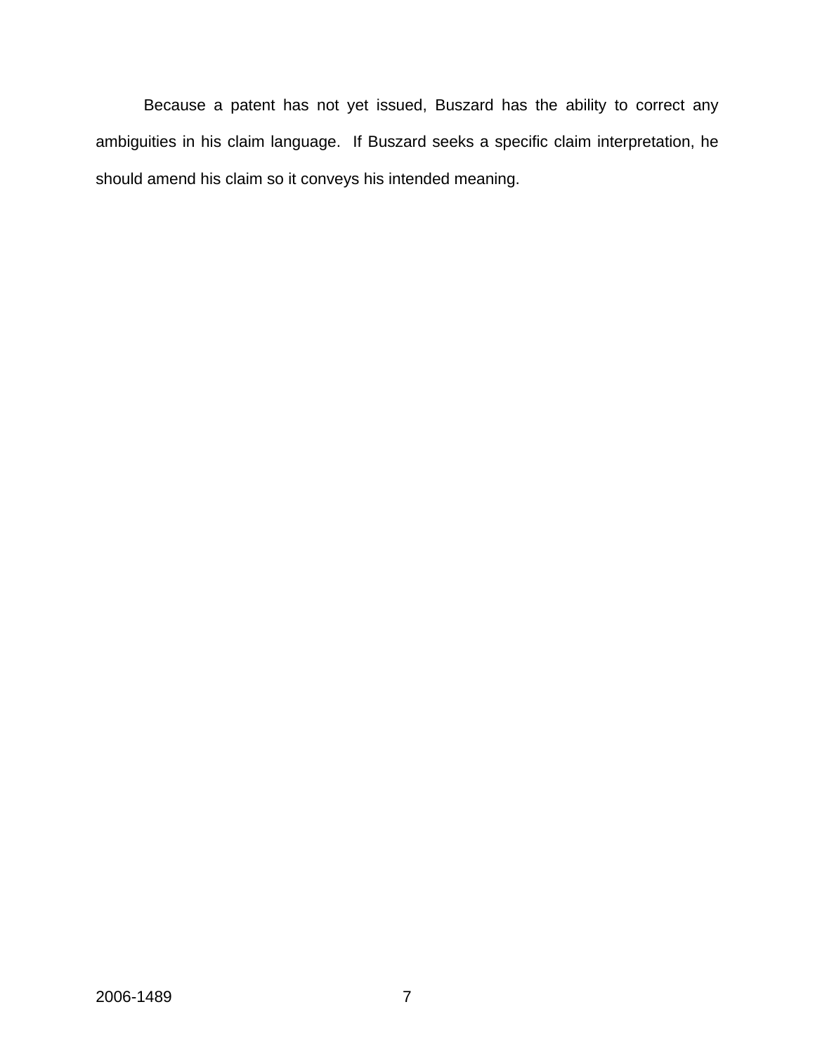Because a patent has not yet issued, Buszard has the ability to correct any ambiguities in his claim language. If Buszard seeks a specific claim interpretation, he should amend his claim so it conveys his intended meaning.